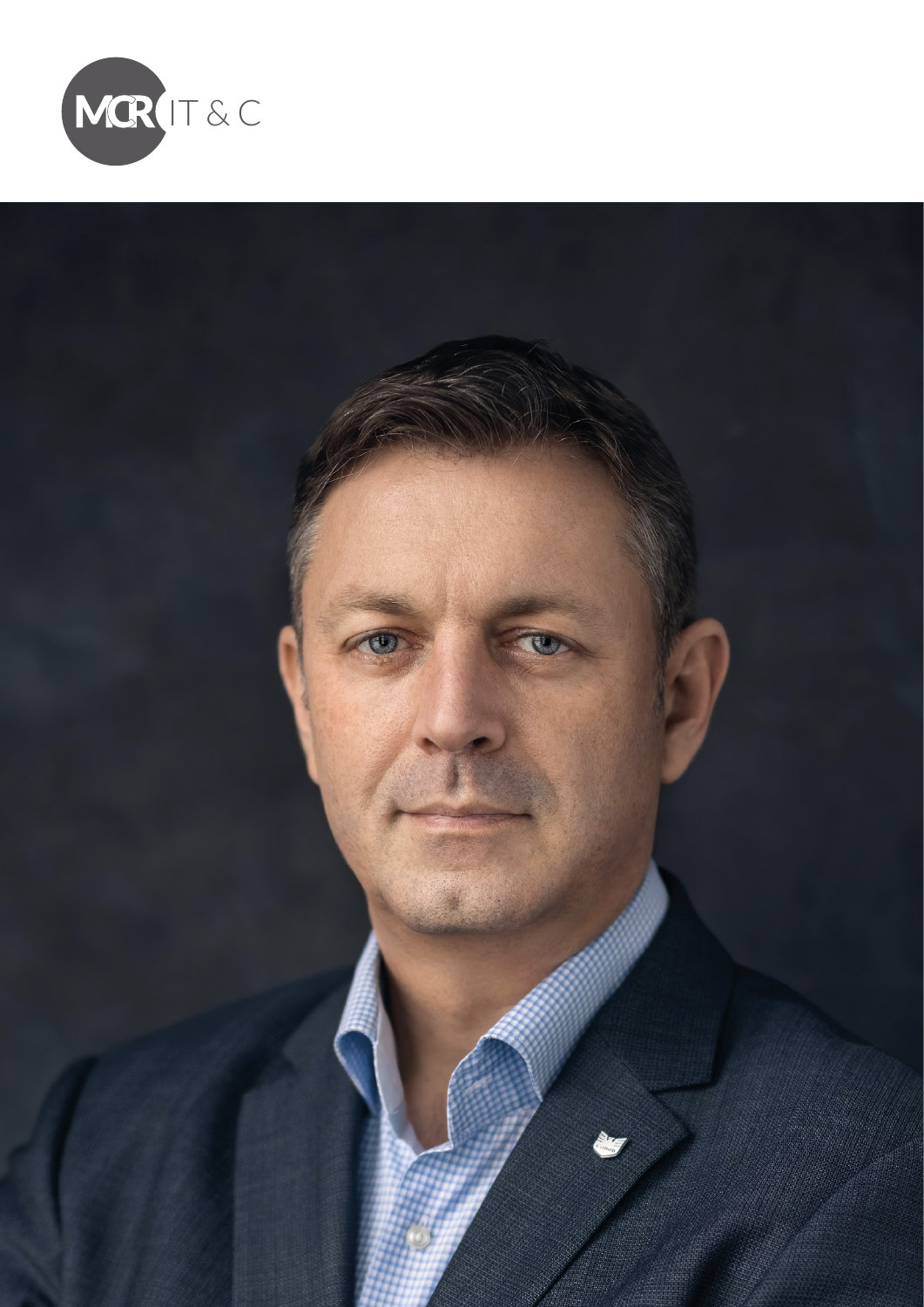MCR IT & C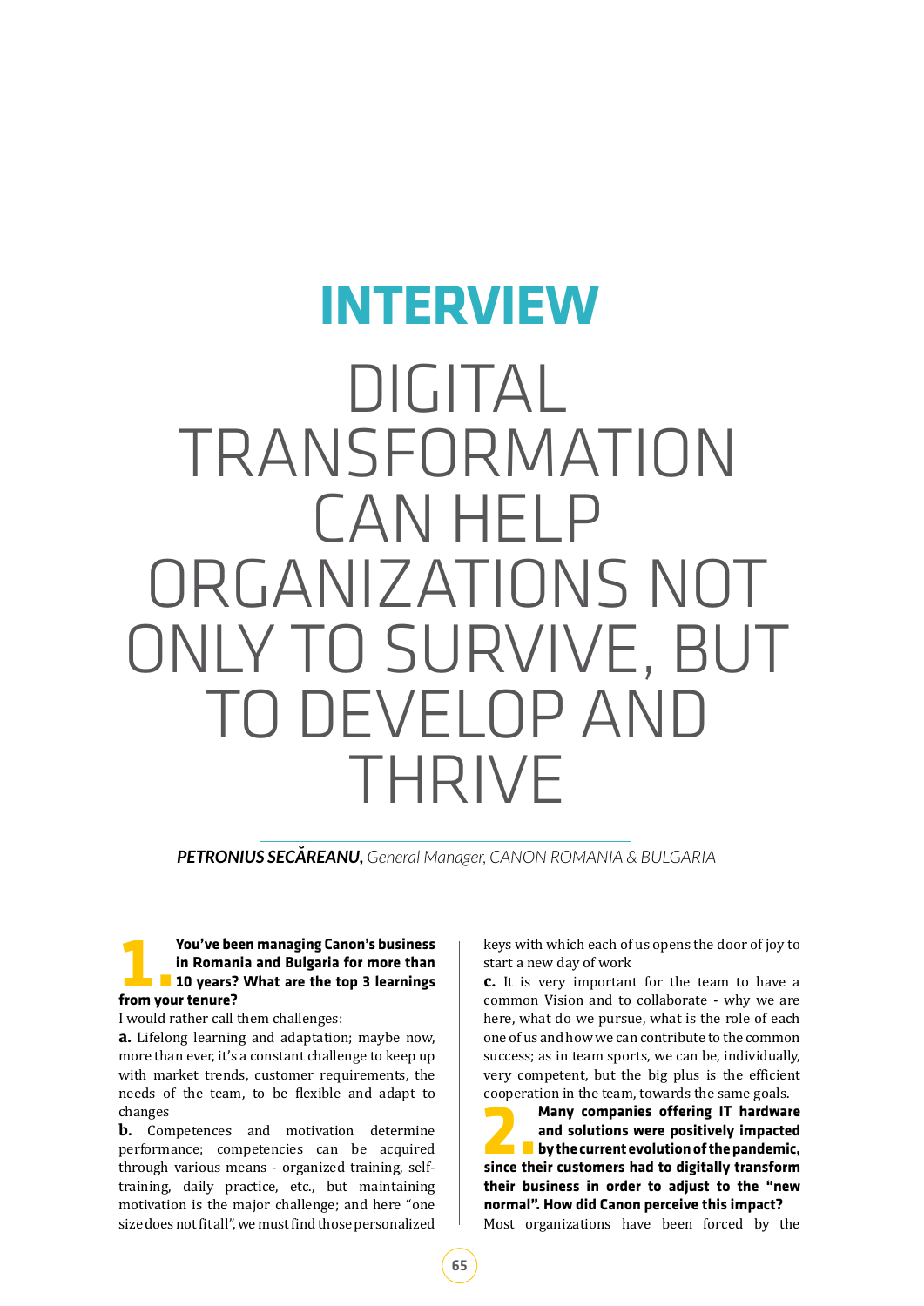# INTERVIEW

# DIGITAL TRANSFORMATION CAN HELP ORGANIZATIONS NOT ONLY TO SURVIVE, BUT TO DEVELOP AND THRIVE

***PETRONIUS SECĂREANU,*** *General Manager, CANON ROMANIA & BULGARIA*

**1. You've been managing Canon's business in Romania and Bulgaria for more than 10 years? What are the top 3 learnings from your tenure?**

I would rather call them challenges:

**a.** Lifelong learning and adaptation; maybe now, more than ever, it's a constant challenge to keep up with market trends, customer requirements, the needs of the team, to be flexible and adapt to changes

**b.** Competences and motivation determine performance; competencies can be acquired through various means - organized training, self-training, daily practice, etc., but maintaining motivation is the major challenge; and here "one size does not fit all", we must find those personalized keys with which each of us opens the door of joy to start a new day of work

**c.** It is very important for the team to have a common Vision and to collaborate - why we are here, what do we pursue, what is the role of each one of us and how we can contribute to the common success; as in team sports, we can be, individually, very competent, but the big plus is the efficient cooperation in the team, towards the same goals.

**2. Many companies offering IT hardware and solutions were positively impacted by the current evolution of the pandemic, since their customers had to digitally transform their business in order to adjust to the "new normal". How did Canon perceive this impact?**

Most organizations have been forced by the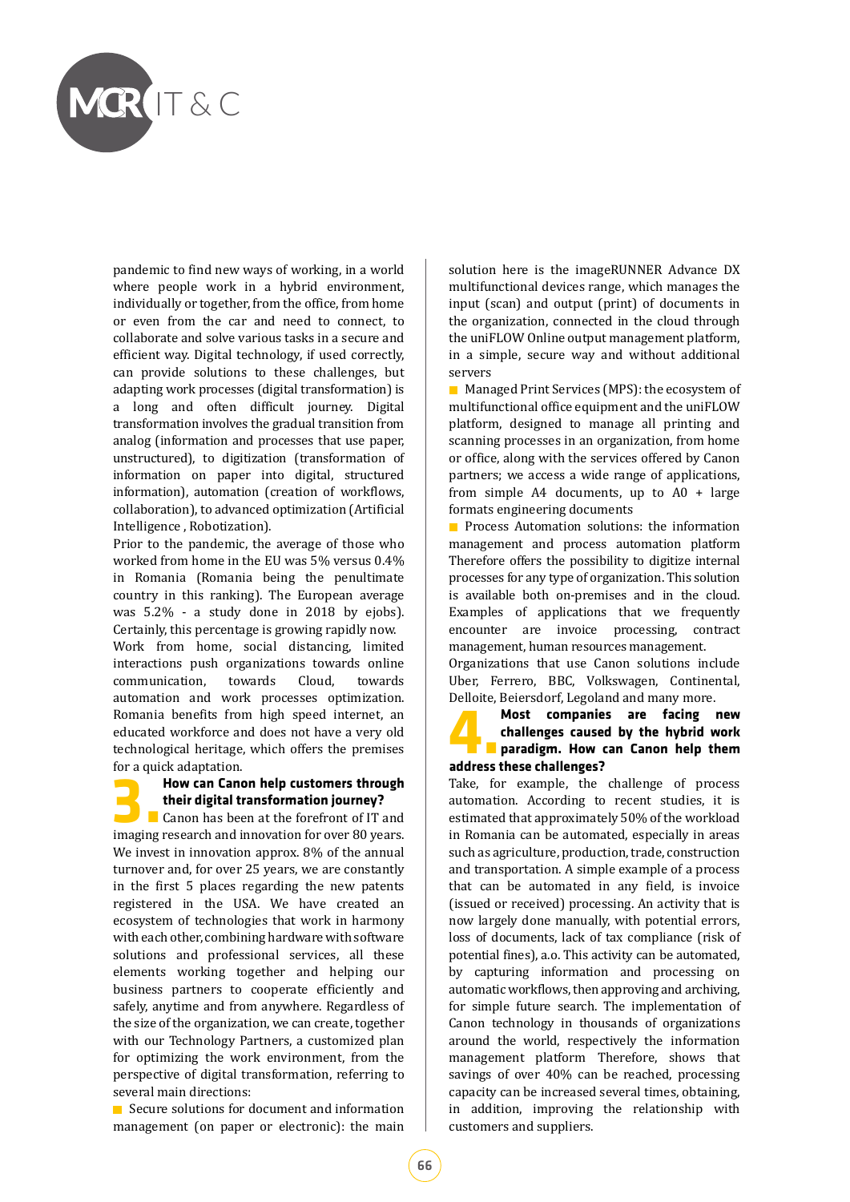pandemic to find new ways of working, in a world where people work in a hybrid environment, individually or together, from the office, from home or even from the car and need to connect, to collaborate and solve various tasks in a secure and efficient way. Digital technology, if used correctly, can provide solutions to these challenges, but adapting work processes (digital transformation) is a long and often difficult journey. Digital transformation involves the gradual transition from analog (information and processes that use paper, unstructured), to digitization (transformation of information on paper into digital, structured information), automation (creation of workflows, collaboration), to advanced optimization (Artificial Intelligence , Robotization).

Prior to the pandemic, the average of those who worked from home in the EU was 5% versus 0.4% in Romania (Romania being the penultimate country in this ranking). The European average was 5.2% - a study done in 2018 by ejobs). Certainly, this percentage is growing rapidly now.

Work from home, social distancing, limited interactions push organizations towards online communication, towards Cloud, towards automation and work processes optimization. Romania benefits from high speed internet, an educated workforce and does not have a very old technological heritage, which offers the premises for a quick adaptation.

## 3. How can Canon help customers through their digital transformation journey?

Canon has been at the forefront of IT and imaging research and innovation for over 80 years. We invest in innovation approx. 8% of the annual turnover and, for over 25 years, we are constantly in the first 5 places regarding the new patents registered in the USA. We have created an ecosystem of technologies that work in harmony with each other, combining hardware with software solutions and professional services, all these elements working together and helping our business partners to cooperate efficiently and safely, anytime and from anywhere. Regardless of the size of the organization, we can create, together with our Technology Partners, a customized plan for optimizing the work environment, from the perspective of digital transformation, referring to several main directions:

- Secure solutions for document and information management (on paper or electronic): the main solution here is the imageRUNNER Advance DX multifunctional devices range, which manages the input (scan) and output (print) of documents in the organization, connected in the cloud through the uniFLOW Online output management platform, in a simple, secure way and without additional servers
- Managed Print Services (MPS): the ecosystem of multifunctional office equipment and the uniFLOW platform, designed to manage all printing and scanning processes in an organization, from home or office, along with the services offered by Canon partners; we access a wide range of applications, from simple A4 documents, up to A0 + large formats engineering documents
- Process Automation solutions: the information management and process automation platform Therefore offers the possibility to digitize internal processes for any type of organization. This solution is available both on-premises and in the cloud. Examples of applications that we frequently encounter are invoice processing, contract management, human resources management.

Organizations that use Canon solutions include Uber, Ferrero, BBC, Volkswagen, Continental, Delloite, Beiersdorf, Legoland and many more.

## 4. Most companies are facing new challenges caused by the hybrid work paradigm. How can Canon help them address these challenges?

Take, for example, the challenge of process automation. According to recent studies, it is estimated that approximately 50% of the workload in Romania can be automated, especially in areas such as agriculture, production, trade, construction and transportation. A simple example of a process that can be automated in any field, is invoice (issued or received) processing. An activity that is now largely done manually, with potential errors, loss of documents, lack of tax compliance (risk of potential fines), a.o. This activity can be automated, by capturing information and processing on automatic workflows, then approving and archiving, for simple future search. The implementation of Canon technology in thousands of organizations around the world, respectively the information management platform Therefore, shows that savings of over 40% can be reached, processing capacity can be increased several times, obtaining, in addition, improving the relationship with customers and suppliers.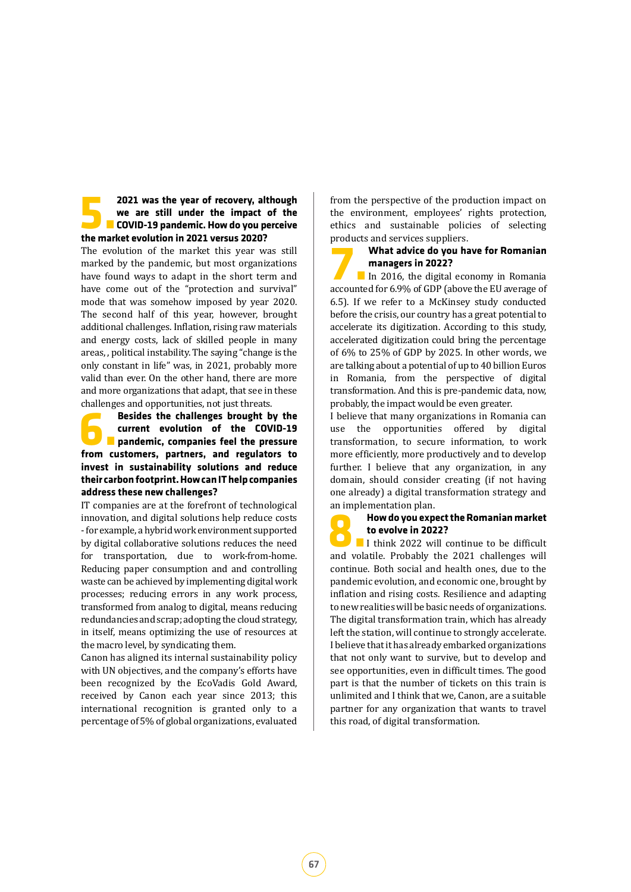**5. 2021 was the year of recovery, although we are still under the impact of the COVID-19 pandemic. How do you perceive the market evolution in 2021 versus 2020?**

The evolution of the market this year was still marked by the pandemic, but most organizations have found ways to adapt in the short term and have come out of the "protection and survival" mode that was somehow imposed by year 2020. The second half of this year, however, brought additional challenges. Inflation, rising raw materials and energy costs, lack of skilled people in many areas, , political instability. The saying "change is the only constant in life" was, in 2021, probably more valid than ever. On the other hand, there are more and more organizations that adapt, that see in these challenges and opportunities, not just threats.

**6. Besides the challenges brought by the current evolution of the COVID-19 pandemic, companies feel the pressure from customers, partners, and regulators to invest in sustainability solutions and reduce their carbon footprint. How can IT help companies address these new challenges?**

IT companies are at the forefront of technological innovation, and digital solutions help reduce costs - for example, a hybrid work environment supported by digital collaborative solutions reduces the need for transportation, due to work-from-home. Reducing paper consumption and and controlling waste can be achieved by implementing digital work processes; reducing errors in any work process, transformed from analog to digital, means reducing redundancies and scrap; adopting the cloud strategy, in itself, means optimizing the use of resources at the macro level, by syndicating them.

Canon has aligned its internal sustainability policy with UN objectives, and the company's efforts have been recognized by the EcoVadis Gold Award, received by Canon each year since 2013; this international recognition is granted only to a percentage of 5% of global organizations, evaluated from the perspective of the production impact on the environment, employees' rights protection, ethics and sustainable policies of selecting products and services suppliers.

**7. What advice do you have for Romanian managers in 2022?**

In 2016, the digital economy in Romania accounted for 6.9% of GDP (above the EU average of 6.5). If we refer to a McKinsey study conducted before the crisis, our country has a great potential to accelerate its digitization. According to this study, accelerated digitization could bring the percentage of 6% to 25% of GDP by 2025. In other words, we are talking about a potential of up to 40 billion Euros in Romania, from the perspective of digital transformation. And this is pre-pandemic data, now, probably, the impact would be even greater.

I believe that many organizations in Romania can use the opportunities offered by digital transformation, to secure information, to work more efficiently, more productively and to develop further. I believe that any organization, in any domain, should consider creating (if not having one already) a digital transformation strategy and an implementation plan.

**8. How do you expect the Romanian market to evolve in 2022?**

I think 2022 will continue to be difficult and volatile. Probably the 2021 challenges will continue. Both social and health ones, due to the pandemic evolution, and economic one, brought by inflation and rising costs. Resilience and adapting to new realities will be basic needs of organizations. The digital transformation train, which has already left the station, will continue to strongly accelerate. I believe that it has already embarked organizations that not only want to survive, but to develop and see opportunities, even in difficult times. The good part is that the number of tickets on this train is unlimited and I think that we, Canon, are a suitable partner for any organization that wants to travel this road, of digital transformation.